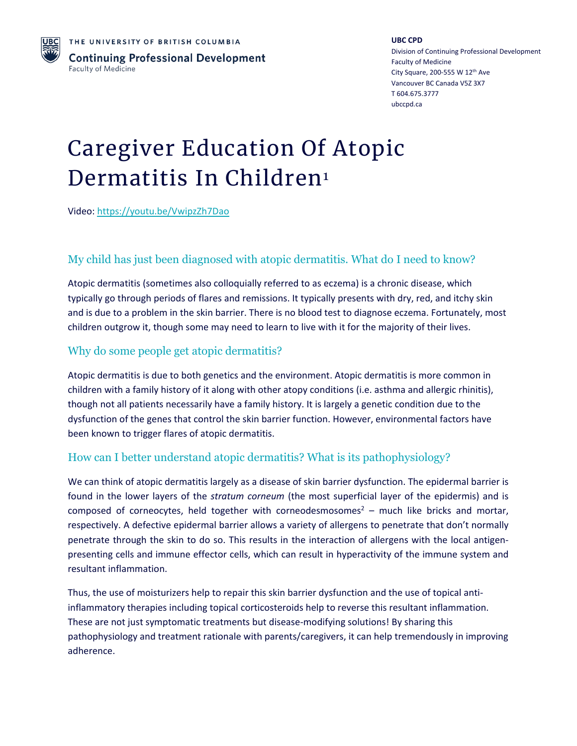THE UNIVERSITY OF BRITISH COLUMBIA

**Continuing Professional Development**
Faculty of Medicine

**UBC CPD**
Division of Continuing Professional Development
Faculty of Medicine
City Square, 200-555 W 12th Ave
Vancouver BC Canada V5Z 3X7
T 604.675.3777
ubccpd.ca

# Caregiver Education Of Atopic Dermatitis In Children[1]

Video: https://youtu.be/VwipzZh7Dao

## My child has just been diagnosed with atopic dermatitis. What do I need to know?

Atopic dermatitis (sometimes also colloquially referred to as eczema) is a chronic disease, which typically go through periods of flares and remissions. It typically presents with dry, red, and itchy skin and is due to a problem in the skin barrier. There is no blood test to diagnose eczema. Fortunately, most children outgrow it, though some may need to learn to live with it for the majority of their lives.

## Why do some people get atopic dermatitis?

Atopic dermatitis is due to both genetics and the environment. Atopic dermatitis is more common in children with a family history of it along with other atopy conditions (i.e. asthma and allergic rhinitis), though not all patients necessarily have a family history. It is largely a genetic condition due to the dysfunction of the genes that control the skin barrier function. However, environmental factors have been known to trigger flares of atopic dermatitis.

## How can I better understand atopic dermatitis? What is its pathophysiology?

We can think of atopic dermatitis largely as a disease of skin barrier dysfunction. The epidermal barrier is found in the lower layers of the *stratum corneum* (the most superficial layer of the epidermis) and is composed of corneocytes, held together with corneodesmosomes[2] – much like bricks and mortar, respectively. A defective epidermal barrier allows a variety of allergens to penetrate that don't normally penetrate through the skin to do so. This results in the interaction of allergens with the local antigen-presenting cells and immune effector cells, which can result in hyperactivity of the immune system and resultant inflammation.

Thus, the use of moisturizers help to repair this skin barrier dysfunction and the use of topical anti-inflammatory therapies including topical corticosteroids help to reverse this resultant inflammation. These are not just symptomatic treatments but disease-modifying solutions! By sharing this pathophysiology and treatment rationale with parents/caregivers, it can help tremendously in improving adherence.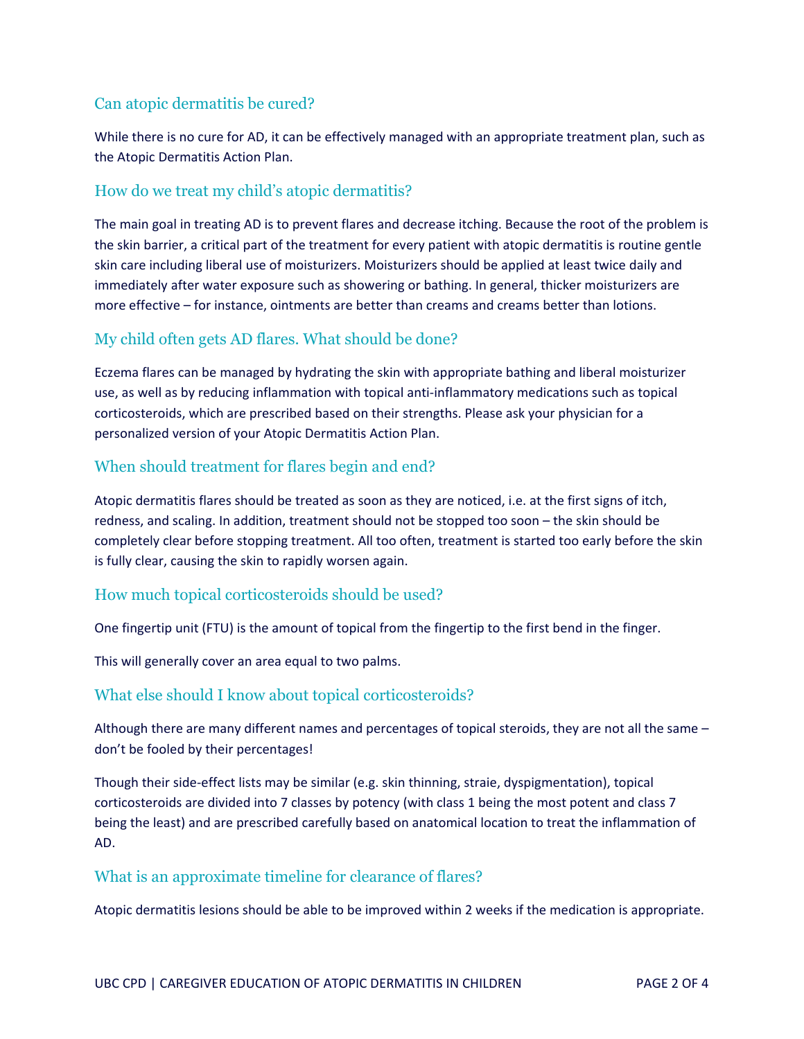## Can atopic dermatitis be cured?

While there is no cure for AD, it can be effectively managed with an appropriate treatment plan, such as the Atopic Dermatitis Action Plan.

## How do we treat my child's atopic dermatitis?

The main goal in treating AD is to prevent flares and decrease itching. Because the root of the problem is the skin barrier, a critical part of the treatment for every patient with atopic dermatitis is routine gentle skin care including liberal use of moisturizers. Moisturizers should be applied at least twice daily and immediately after water exposure such as showering or bathing. In general, thicker moisturizers are more effective – for instance, ointments are better than creams and creams better than lotions.

## My child often gets AD flares. What should be done?

Eczema flares can be managed by hydrating the skin with appropriate bathing and liberal moisturizer use, as well as by reducing inflammation with topical anti-inflammatory medications such as topical corticosteroids, which are prescribed based on their strengths. Please ask your physician for a personalized version of your Atopic Dermatitis Action Plan.

## When should treatment for flares begin and end?

Atopic dermatitis flares should be treated as soon as they are noticed, i.e. at the first signs of itch, redness, and scaling. In addition, treatment should not be stopped too soon – the skin should be completely clear before stopping treatment. All too often, treatment is started too early before the skin is fully clear, causing the skin to rapidly worsen again.

## How much topical corticosteroids should be used?

One fingertip unit (FTU) is the amount of topical from the fingertip to the first bend in the finger.

This will generally cover an area equal to two palms.

## What else should I know about topical corticosteroids?

Although there are many different names and percentages of topical steroids, they are not all the same – don't be fooled by their percentages!

Though their side-effect lists may be similar (e.g. skin thinning, straie, dyspigmentation), topical corticosteroids are divided into 7 classes by potency (with class 1 being the most potent and class 7 being the least) and are prescribed carefully based on anatomical location to treat the inflammation of AD.

## What is an approximate timeline for clearance of flares?

Atopic dermatitis lesions should be able to be improved within 2 weeks if the medication is appropriate.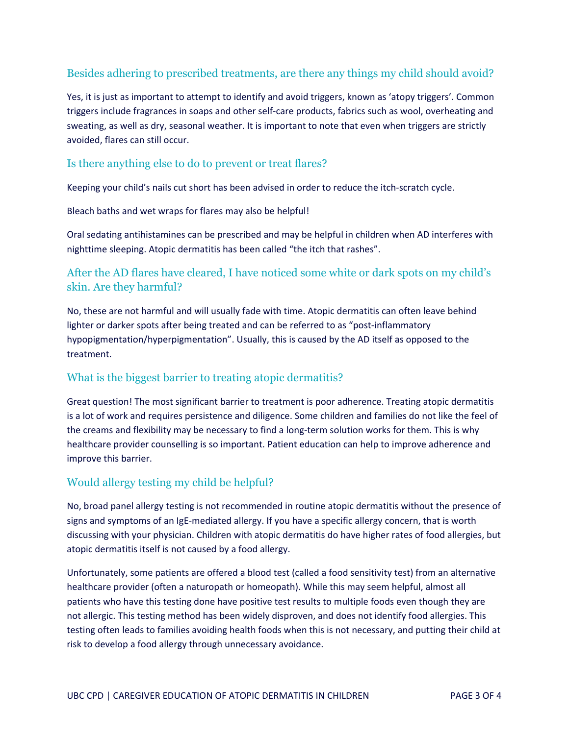## Besides adhering to prescribed treatments, are there any things my child should avoid?

Yes, it is just as important to attempt to identify and avoid triggers, known as 'atopy triggers'. Common triggers include fragrances in soaps and other self-care products, fabrics such as wool, overheating and sweating, as well as dry, seasonal weather. It is important to note that even when triggers are strictly avoided, flares can still occur.

## Is there anything else to do to prevent or treat flares?

Keeping your child's nails cut short has been advised in order to reduce the itch-scratch cycle.

Bleach baths and wet wraps for flares may also be helpful!

Oral sedating antihistamines can be prescribed and may be helpful in children when AD interferes with nighttime sleeping. Atopic dermatitis has been called "the itch that rashes".

## After the AD flares have cleared, I have noticed some white or dark spots on my child's skin. Are they harmful?

No, these are not harmful and will usually fade with time. Atopic dermatitis can often leave behind lighter or darker spots after being treated and can be referred to as "post-inflammatory hypopigmentation/hyperpigmentation". Usually, this is caused by the AD itself as opposed to the treatment.

## What is the biggest barrier to treating atopic dermatitis?

Great question! The most significant barrier to treatment is poor adherence. Treating atopic dermatitis is a lot of work and requires persistence and diligence. Some children and families do not like the feel of the creams and flexibility may be necessary to find a long-term solution works for them. This is why healthcare provider counselling is so important. Patient education can help to improve adherence and improve this barrier.

## Would allergy testing my child be helpful?

No, broad panel allergy testing is not recommended in routine atopic dermatitis without the presence of signs and symptoms of an IgE-mediated allergy. If you have a specific allergy concern, that is worth discussing with your physician. Children with atopic dermatitis do have higher rates of food allergies, but atopic dermatitis itself is not caused by a food allergy.

Unfortunately, some patients are offered a blood test (called a food sensitivity test) from an alternative healthcare provider (often a naturopath or homeopath). While this may seem helpful, almost all patients who have this testing done have positive test results to multiple foods even though they are not allergic. This testing method has been widely disproven, and does not identify food allergies. This testing often leads to families avoiding health foods when this is not necessary, and putting their child at risk to develop a food allergy through unnecessary avoidance.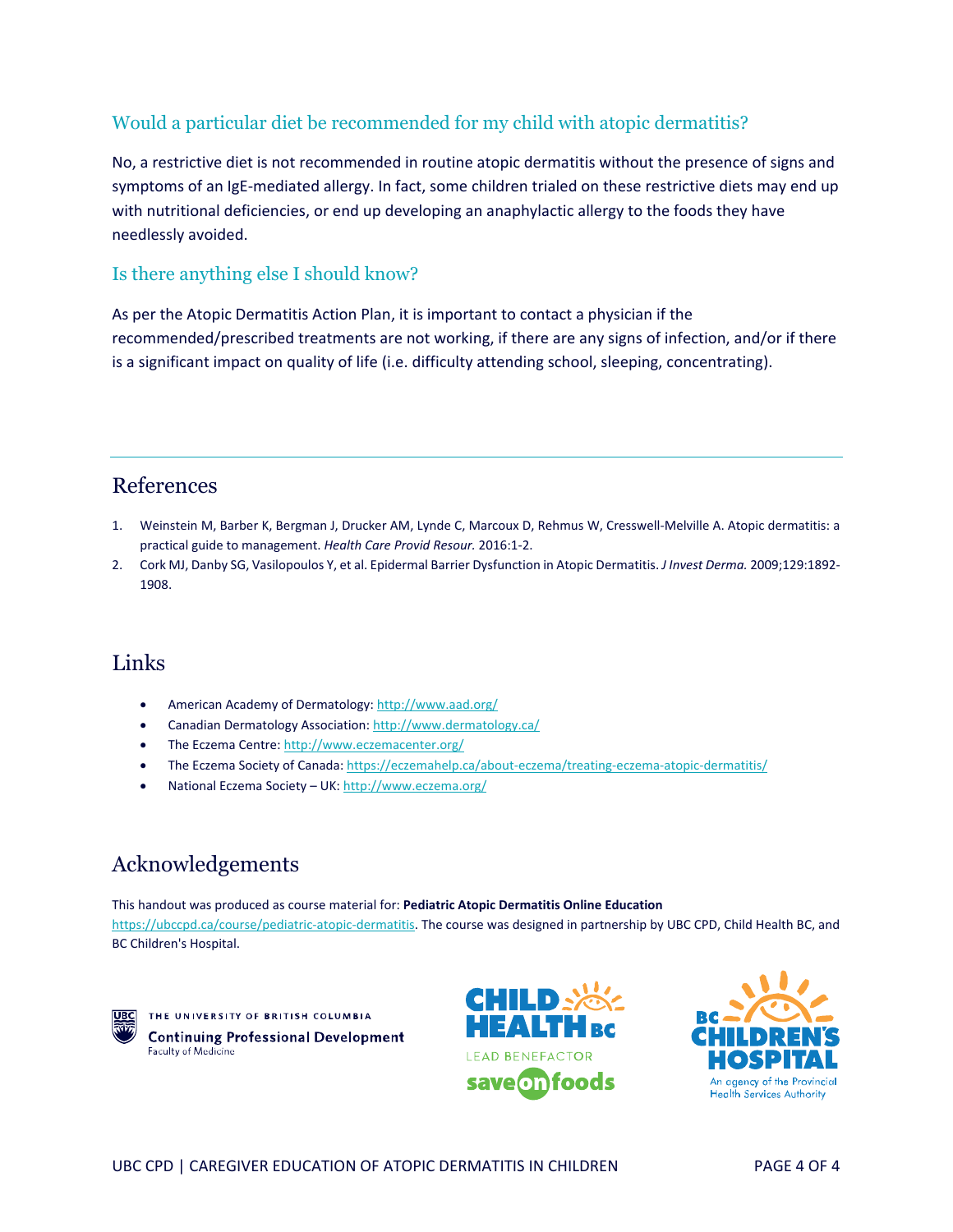### Would a particular diet be recommended for my child with atopic dermatitis?

No, a restrictive diet is not recommended in routine atopic dermatitis without the presence of signs and symptoms of an IgE-mediated allergy. In fact, some children trialed on these restrictive diets may end up with nutritional deficiencies, or end up developing an anaphylactic allergy to the foods they have needlessly avoided.

### Is there anything else I should know?

As per the Atopic Dermatitis Action Plan, it is important to contact a physician if the recommended/prescribed treatments are not working, if there are any signs of infection, and/or if there is a significant impact on quality of life (i.e. difficulty attending school, sleeping, concentrating).

## References

1. Weinstein M, Barber K, Bergman J, Drucker AM, Lynde C, Marcoux D, Rehmus W, Cresswell-Melville A. Atopic dermatitis: a practical guide to management. *Health Care Provid Resour.* 2016:1-2.
2. Cork MJ, Danby SG, Vasilopoulos Y, et al. Epidermal Barrier Dysfunction in Atopic Dermatitis. *J Invest Derma.* 2009;129:1892-1908.

## Links

- American Academy of Dermatology: http://www.aad.org/
- Canadian Dermatology Association: http://www.dermatology.ca/
- The Eczema Centre: http://www.eczemacenter.org/
- The Eczema Society of Canada: https://eczemahelp.ca/about-eczema/treating-eczema-atopic-dermatitis/
- National Eczema Society – UK: http://www.eczema.org/

## Acknowledgements

This handout was produced as course material for: **Pediatric Atopic Dermatitis Online Education** https://ubccpd.ca/course/pediatric-atopic-dermatitis. The course was designed in partnership by UBC CPD, Child Health BC, and BC Children's Hospital.

THE UNIVERSITY OF BRITISH COLUMBIA
**Continuing Professional Development**
Faculty of Medicine

CHILD HEALTH BC
LEAD BENEFACTOR
save on foods

BC CHILDREN'S HOSPITAL
An agency of the Provincial Health Services Authority